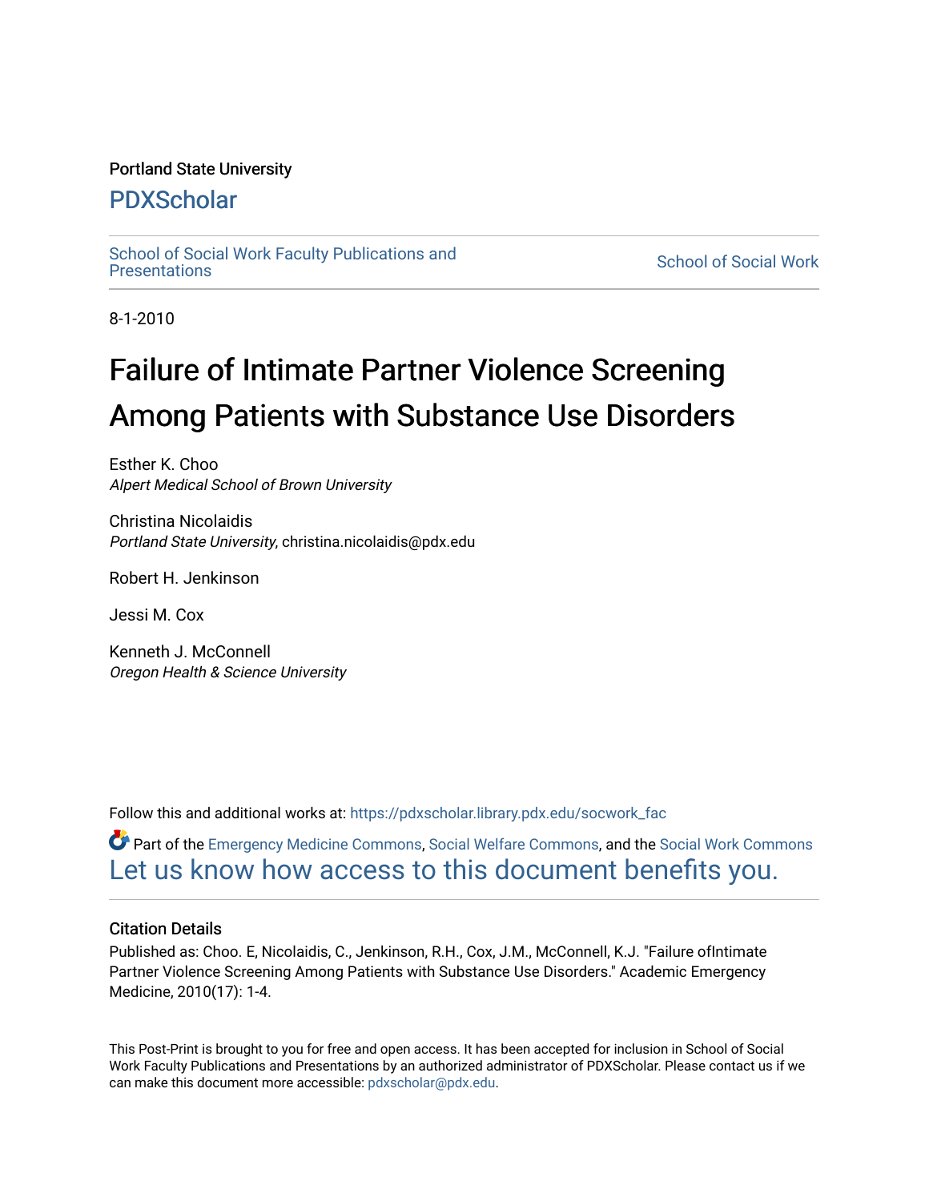Portland State University

# PDXScholar

School of Social Work Faculty Publications and Presentations

School of Social Work

8-1-2010

# Failure of Intimate Partner Violence Screening Among Patients with Substance Use Disorders

Esther K. Choo
*Alpert Medical School of Brown University*

Christina Nicolaidis
*Portland State University*, christina.nicolaidis@pdx.edu

Robert H. Jenkinson

Jessi M. Cox

Kenneth J. McConnell
*Oregon Health & Science University*

Follow this and additional works at: https://pdxscholar.library.pdx.edu/socwork_fac

Part of the Emergency Medicine Commons, Social Welfare Commons, and the Social Work Commons
Let us know how access to this document benefits you.

## Citation Details

Published as: Choo. E, Nicolaidis, C., Jenkinson, R.H., Cox, J.M., McConnell, K.J. "Failure ofIntimate Partner Violence Screening Among Patients with Substance Use Disorders." Academic Emergency Medicine, 2010(17): 1-4.

This Post-Print is brought to you for free and open access. It has been accepted for inclusion in School of Social Work Faculty Publications and Presentations by an authorized administrator of PDXScholar. Please contact us if we can make this document more accessible: pdxscholar@pdx.edu.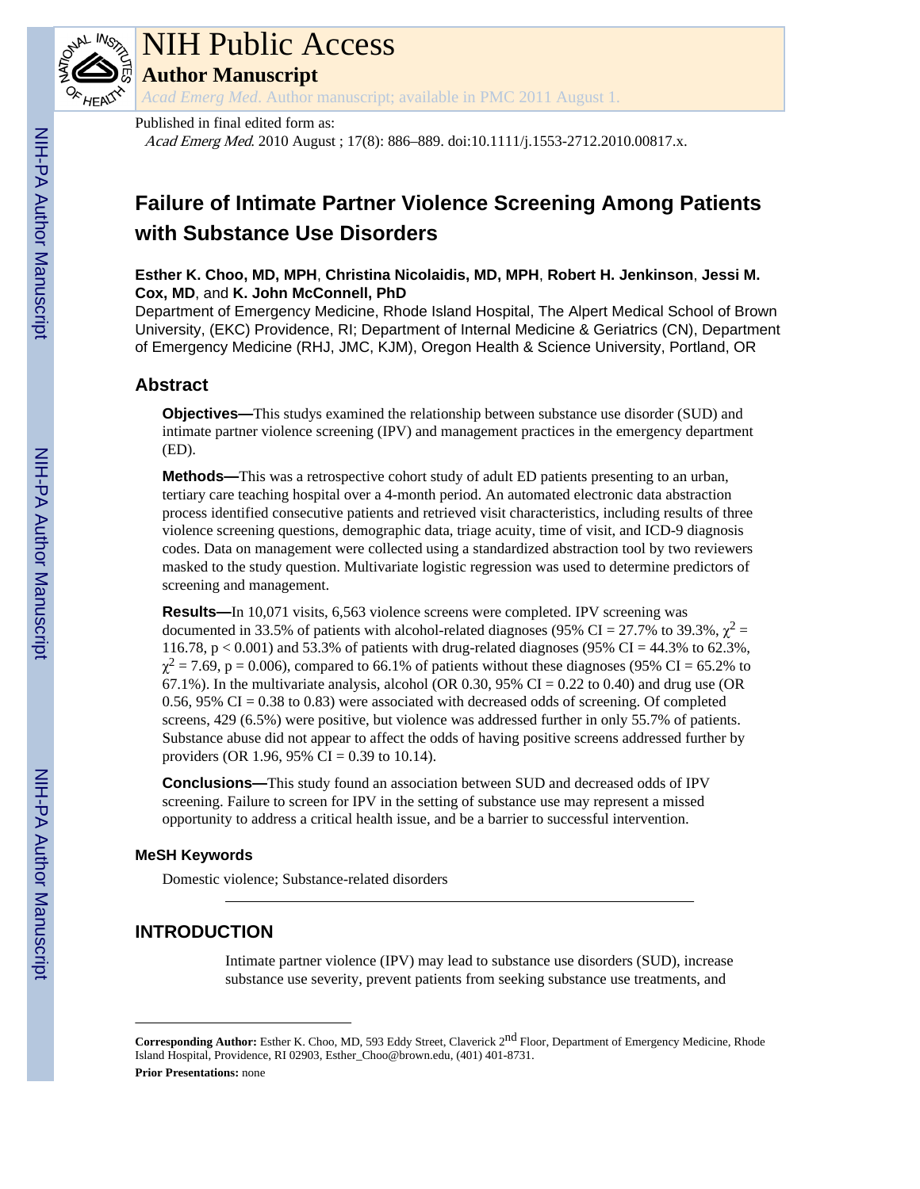# NIH Public Access

## Author Manuscript

*Acad Emerg Med*. Author manuscript; available in PMC 2011 August 1.

Published in final edited form as:

*Acad Emerg Med*. 2010 August ; 17(8): 886–889. doi:10.1111/j.1553-2712.2010.00817.x.

# Failure of Intimate Partner Violence Screening Among Patients with Substance Use Disorders

**Esther K. Choo, MD, MPH**, **Christina Nicolaidis, MD, MPH**, **Robert H. Jenkinson**, **Jessi M. Cox, MD**, and **K. John McConnell, PhD**

Department of Emergency Medicine, Rhode Island Hospital, The Alpert Medical School of Brown University, (EKC) Providence, RI; Department of Internal Medicine & Geriatrics (CN), Department of Emergency Medicine (RHJ, JMC, KJM), Oregon Health & Science University, Portland, OR

## Abstract

**Objectives—**This studys examined the relationship between substance use disorder (SUD) and intimate partner violence screening (IPV) and management practices in the emergency department (ED).

**Methods—**This was a retrospective cohort study of adult ED patients presenting to an urban, tertiary care teaching hospital over a 4-month period. An automated electronic data abstraction process identified consecutive patients and retrieved visit characteristics, including results of three violence screening questions, demographic data, triage acuity, time of visit, and ICD-9 diagnosis codes. Data on management were collected using a standardized abstraction tool by two reviewers masked to the study question. Multivariate logistic regression was used to determine predictors of screening and management.

**Results—**In 10,071 visits, 6,563 violence screens were completed. IPV screening was documented in 33.5% of patients with alcohol-related diagnoses (95% CI = 27.7% to 39.3%, $\chi^2 = 116.78$, $p < 0.001$) and 53.3% of patients with drug-related diagnoses (95% CI = 44.3% to 62.3%, $\chi^2 = 7.69$, $p = 0.006$), compared to 66.1% of patients without these diagnoses (95% CI = 65.2% to 67.1%). In the multivariate analysis, alcohol (OR 0.30, 95% CI = 0.22 to 0.40) and drug use (OR 0.56, 95% CI = 0.38 to 0.83) were associated with decreased odds of screening. Of completed screens, 429 (6.5%) were positive, but violence was addressed further in only 55.7% of patients. Substance abuse did not appear to affect the odds of having positive screens addressed further by providers (OR 1.96, 95% CI = 0.39 to 10.14).

**Conclusions—**This study found an association between SUD and decreased odds of IPV screening. Failure to screen for IPV in the setting of substance use may represent a missed opportunity to address a critical health issue, and be a barrier to successful intervention.

### MeSH Keywords

Domestic violence; Substance-related disorders

## INTRODUCTION

Intimate partner violence (IPV) may lead to substance use disorders (SUD), increase substance use severity, prevent patients from seeking substance use treatments, and

---

**Corresponding Author:** Esther K. Choo, MD, 593 Eddy Street, Claverick 2nd Floor, Department of Emergency Medicine, Rhode Island Hospital, Providence, RI 02903, Esther_Choo@brown.edu, (401) 401-8731.

**Prior Presentations:** none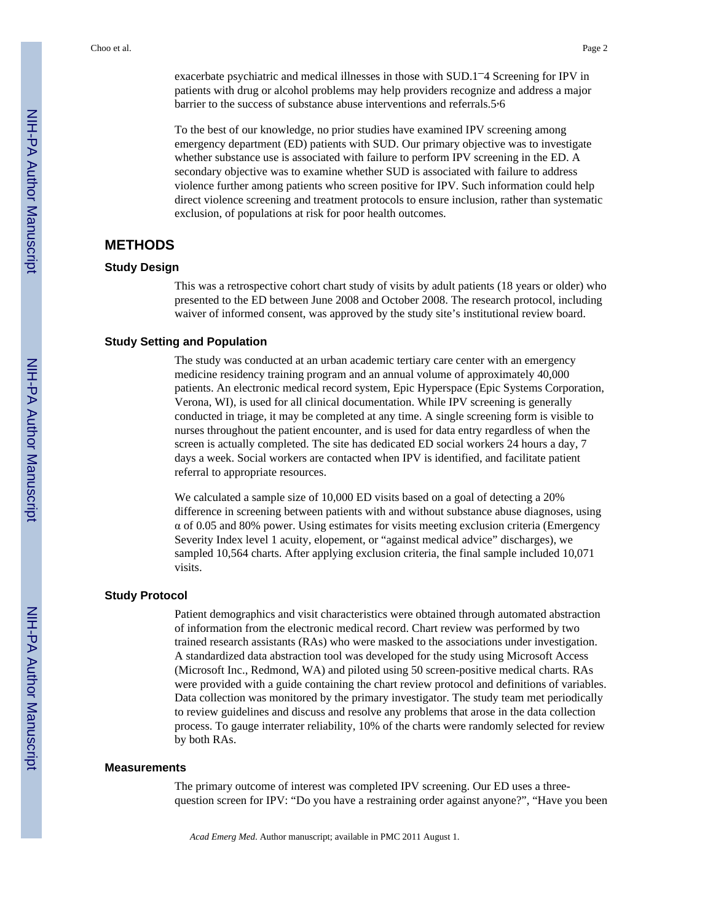exacerbate psychiatric and medical illnesses in those with SUD.[1–4] Screening for IPV in patients with drug or alcohol problems may help providers recognize and address a major barrier to the success of substance abuse interventions and referrals.[5,6]

To the best of our knowledge, no prior studies have examined IPV screening among emergency department (ED) patients with SUD. Our primary objective was to investigate whether substance use is associated with failure to perform IPV screening in the ED. A secondary objective was to examine whether SUD is associated with failure to address violence further among patients who screen positive for IPV. Such information could help direct violence screening and treatment protocols to ensure inclusion, rather than systematic exclusion, of populations at risk for poor health outcomes.

## METHODS

### Study Design

This was a retrospective cohort chart study of visits by adult patients (18 years or older) who presented to the ED between June 2008 and October 2008. The research protocol, including waiver of informed consent, was approved by the study site's institutional review board.

### Study Setting and Population

The study was conducted at an urban academic tertiary care center with an emergency medicine residency training program and an annual volume of approximately 40,000 patients. An electronic medical record system, Epic Hyperspace (Epic Systems Corporation, Verona, WI), is used for all clinical documentation. While IPV screening is generally conducted in triage, it may be completed at any time. A single screening form is visible to nurses throughout the patient encounter, and is used for data entry regardless of when the screen is actually completed. The site has dedicated ED social workers 24 hours a day, 7 days a week. Social workers are contacted when IPV is identified, and facilitate patient referral to appropriate resources.

We calculated a sample size of 10,000 ED visits based on a goal of detecting a 20% difference in screening between patients with and without substance abuse diagnoses, using $\alpha$ of 0.05 and 80% power. Using estimates for visits meeting exclusion criteria (Emergency Severity Index level 1 acuity, elopement, or "against medical advice" discharges), we sampled 10,564 charts. After applying exclusion criteria, the final sample included 10,071 visits.

### Study Protocol

Patient demographics and visit characteristics were obtained through automated abstraction of information from the electronic medical record. Chart review was performed by two trained research assistants (RAs) who were masked to the associations under investigation. A standardized data abstraction tool was developed for the study using Microsoft Access (Microsoft Inc., Redmond, WA) and piloted using 50 screen-positive medical charts. RAs were provided with a guide containing the chart review protocol and definitions of variables. Data collection was monitored by the primary investigator. The study team met periodically to review guidelines and discuss and resolve any problems that arose in the data collection process. To gauge interrater reliability, 10% of the charts were randomly selected for review by both RAs.

### Measurements

The primary outcome of interest was completed IPV screening. Our ED uses a three-question screen for IPV: "Do you have a restraining order against anyone?", "Have you been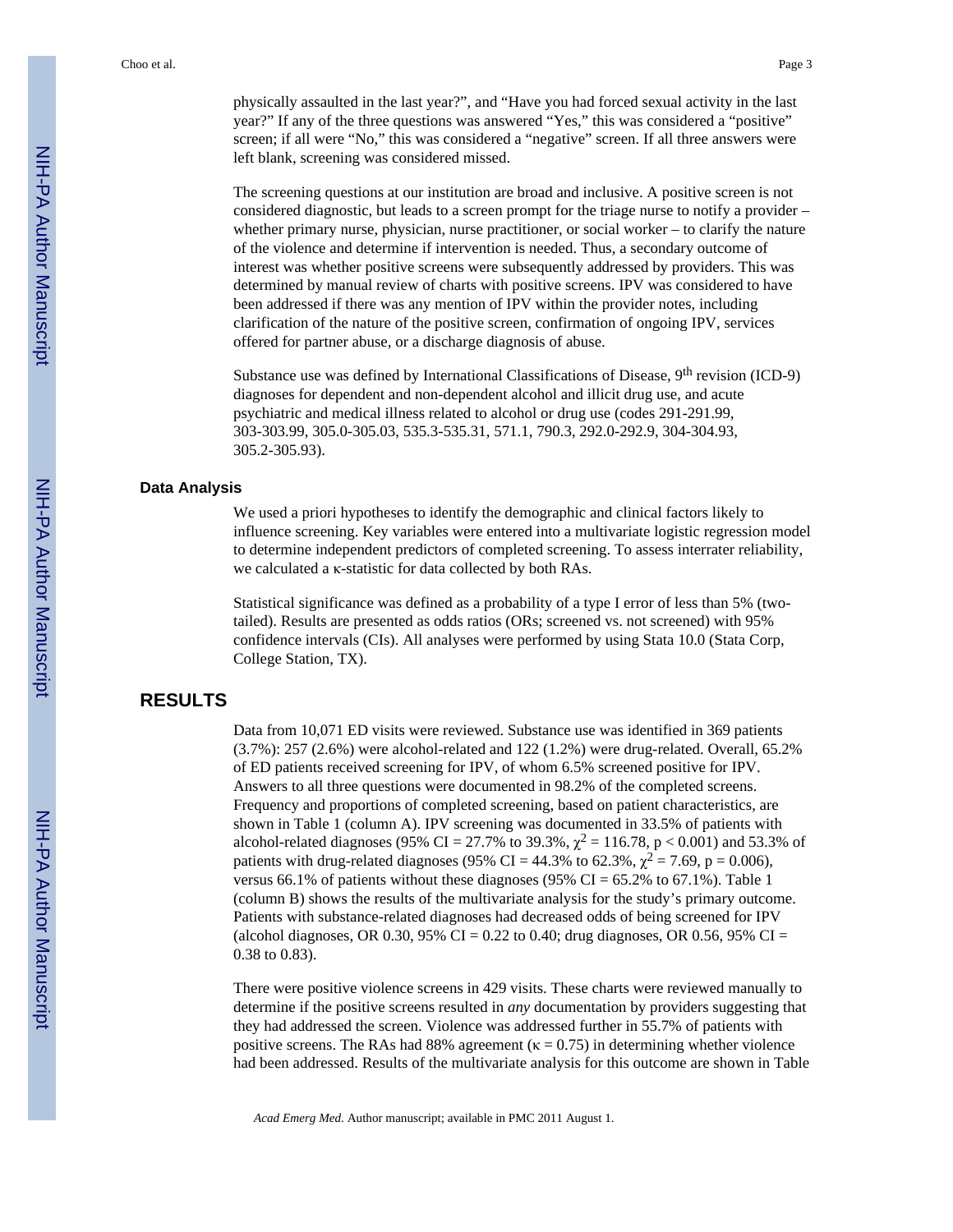physically assaulted in the last year?", and "Have you had forced sexual activity in the last year?" If any of the three questions was answered "Yes," this was considered a "positive" screen; if all were "No," this was considered a "negative" screen. If all three answers were left blank, screening was considered missed.

The screening questions at our institution are broad and inclusive. A positive screen is not considered diagnostic, but leads to a screen prompt for the triage nurse to notify a provider – whether primary nurse, physician, nurse practitioner, or social worker – to clarify the nature of the violence and determine if intervention is needed. Thus, a secondary outcome of interest was whether positive screens were subsequently addressed by providers. This was determined by manual review of charts with positive screens. IPV was considered to have been addressed if there was any mention of IPV within the provider notes, including clarification of the nature of the positive screen, confirmation of ongoing IPV, services offered for partner abuse, or a discharge diagnosis of abuse.

Substance use was defined by International Classifications of Disease, 9th revision (ICD-9) diagnoses for dependent and non-dependent alcohol and illicit drug use, and acute psychiatric and medical illness related to alcohol or drug use (codes 291-291.99, 303-303.99, 305.0-305.03, 535.3-535.31, 571.1, 790.3, 292.0-292.9, 304-304.93, 305.2-305.93).

### Data Analysis

We used a priori hypotheses to identify the demographic and clinical factors likely to influence screening. Key variables were entered into a multivariate logistic regression model to determine independent predictors of completed screening. To assess interrater reliability, we calculated a κ-statistic for data collected by both RAs.

Statistical significance was defined as a probability of a type I error of less than 5% (two-tailed). Results are presented as odds ratios (ORs; screened vs. not screened) with 95% confidence intervals (CIs). All analyses were performed by using Stata 10.0 (Stata Corp, College Station, TX).

## RESULTS

Data from 10,071 ED visits were reviewed. Substance use was identified in 369 patients (3.7%): 257 (2.6%) were alcohol-related and 122 (1.2%) were drug-related. Overall, 65.2% of ED patients received screening for IPV, of whom 6.5% screened positive for IPV. Answers to all three questions were documented in 98.2% of the completed screens. Frequency and proportions of completed screening, based on patient characteristics, are shown in Table 1 (column A). IPV screening was documented in 33.5% of patients with alcohol-related diagnoses (95% CI = 27.7% to 39.3%, $\chi^2 = 116.78$, $p < 0.001$) and 53.3% of patients with drug-related diagnoses (95% CI = 44.3% to 62.3%, $\chi^2 = 7.69$, $p = 0.006$), versus 66.1% of patients without these diagnoses (95% CI = 65.2% to 67.1%). Table 1 (column B) shows the results of the multivariate analysis for the study's primary outcome. Patients with substance-related diagnoses had decreased odds of being screened for IPV (alcohol diagnoses, OR 0.30, 95% CI = 0.22 to 0.40; drug diagnoses, OR 0.56, 95% CI = 0.38 to 0.83).

There were positive violence screens in 429 visits. These charts were reviewed manually to determine if the positive screens resulted in *any* documentation by providers suggesting that they had addressed the screen. Violence was addressed further in 55.7% of patients with positive screens. The RAs had 88% agreement ($\kappa = 0.75$) in determining whether violence had been addressed. Results of the multivariate analysis for this outcome are shown in Table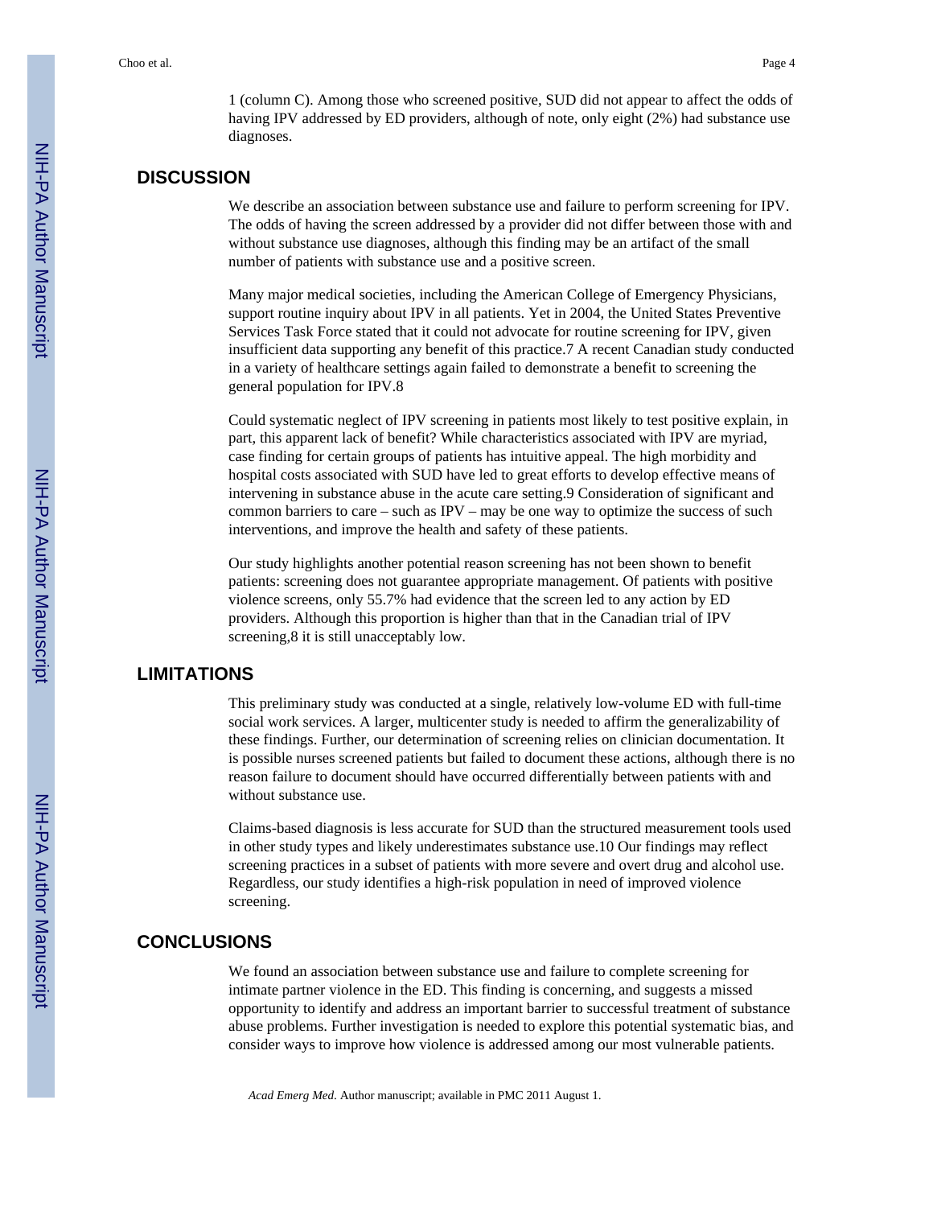1 (column C). Among those who screened positive, SUD did not appear to affect the odds of having IPV addressed by ED providers, although of note, only eight (2%) had substance use diagnoses.

## DISCUSSION

We describe an association between substance use and failure to perform screening for IPV. The odds of having the screen addressed by a provider did not differ between those with and without substance use diagnoses, although this finding may be an artifact of the small number of patients with substance use and a positive screen.

Many major medical societies, including the American College of Emergency Physicians, support routine inquiry about IPV in all patients. Yet in 2004, the United States Preventive Services Task Force stated that it could not advocate for routine screening for IPV, given insufficient data supporting any benefit of this practice.[7] A recent Canadian study conducted in a variety of healthcare settings again failed to demonstrate a benefit to screening the general population for IPV.[8]

Could systematic neglect of IPV screening in patients most likely to test positive explain, in part, this apparent lack of benefit? While characteristics associated with IPV are myriad, case finding for certain groups of patients has intuitive appeal. The high morbidity and hospital costs associated with SUD have led to great efforts to develop effective means of intervening in substance abuse in the acute care setting.[9] Consideration of significant and common barriers to care – such as IPV – may be one way to optimize the success of such interventions, and improve the health and safety of these patients.

Our study highlights another potential reason screening has not been shown to benefit patients: screening does not guarantee appropriate management. Of patients with positive violence screens, only 55.7% had evidence that the screen led to any action by ED providers. Although this proportion is higher than that in the Canadian trial of IPV screening,[8] it is still unacceptably low.

## LIMITATIONS

This preliminary study was conducted at a single, relatively low-volume ED with full-time social work services. A larger, multicenter study is needed to affirm the generalizability of these findings. Further, our determination of screening relies on clinician documentation. It is possible nurses screened patients but failed to document these actions, although there is no reason failure to document should have occurred differentially between patients with and without substance use.

Claims-based diagnosis is less accurate for SUD than the structured measurement tools used in other study types and likely underestimates substance use.[10] Our findings may reflect screening practices in a subset of patients with more severe and overt drug and alcohol use. Regardless, our study identifies a high-risk population in need of improved violence screening.

## CONCLUSIONS

We found an association between substance use and failure to complete screening for intimate partner violence in the ED. This finding is concerning, and suggests a missed opportunity to identify and address an important barrier to successful treatment of substance abuse problems. Further investigation is needed to explore this potential systematic bias, and consider ways to improve how violence is addressed among our most vulnerable patients.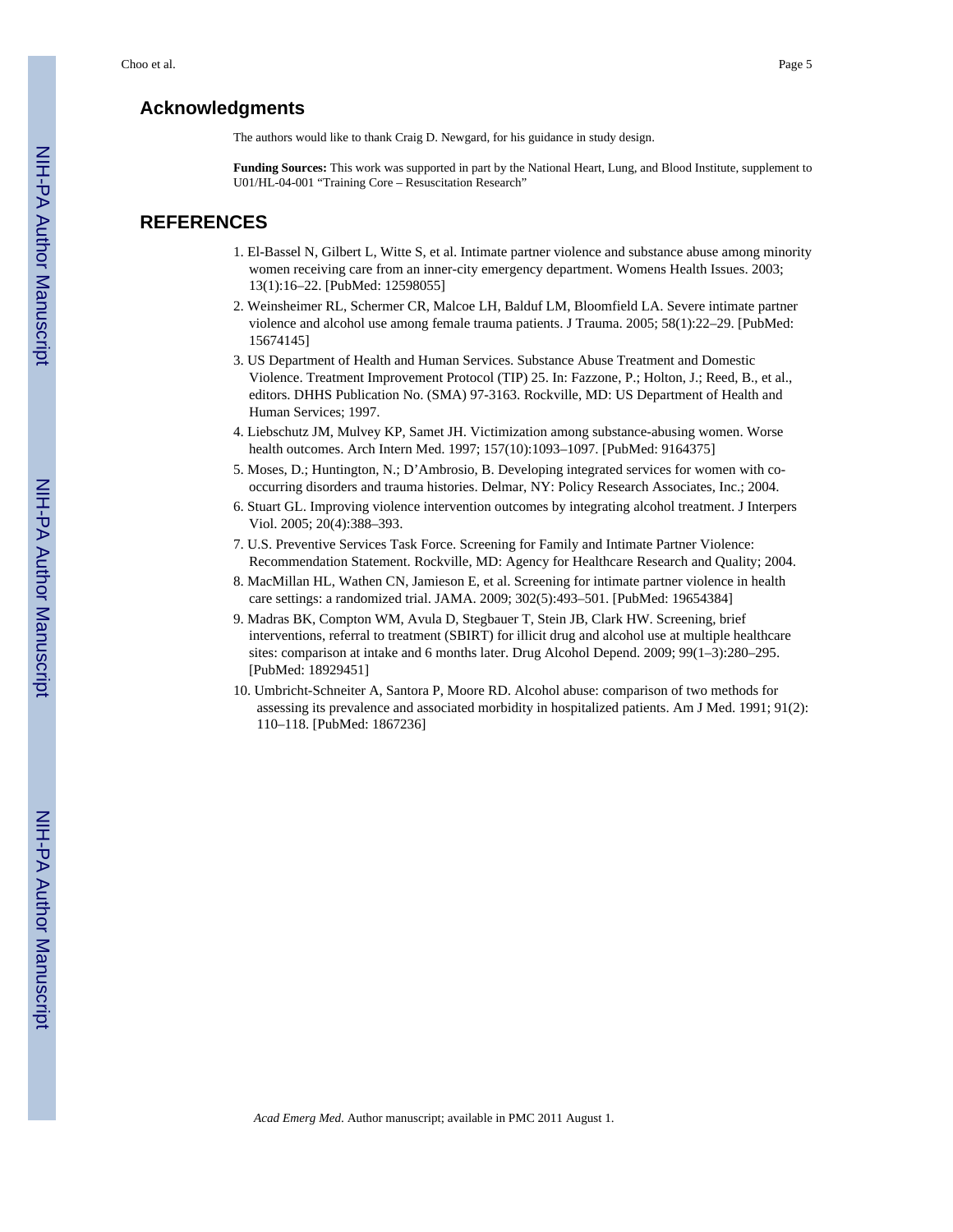## Acknowledgments

The authors would like to thank Craig D. Newgard, for his guidance in study design.

**Funding Sources:** This work was supported in part by the National Heart, Lung, and Blood Institute, supplement to U01/HL-04-001 "Training Core – Resuscitation Research"

## REFERENCES

1. El-Bassel N, Gilbert L, Witte S, et al. Intimate partner violence and substance abuse among minority women receiving care from an inner-city emergency department. Womens Health Issues. 2003; 13(1):16–22. [PubMed: 12598055]
2. Weinsheimer RL, Schermer CR, Malcoe LH, Balduf LM, Bloomfield LA. Severe intimate partner violence and alcohol use among female trauma patients. J Trauma. 2005; 58(1):22–29. [PubMed: 15674145]
3. US Department of Health and Human Services. Substance Abuse Treatment and Domestic Violence. Treatment Improvement Protocol (TIP) 25. In: Fazzone, P.; Holton, J.; Reed, B., et al., editors. DHHS Publication No. (SMA) 97-3163. Rockville, MD: US Department of Health and Human Services; 1997.
4. Liebschutz JM, Mulvey KP, Samet JH. Victimization among substance-abusing women. Worse health outcomes. Arch Intern Med. 1997; 157(10):1093–1097. [PubMed: 9164375]
5. Moses, D.; Huntington, N.; D'Ambrosio, B. Developing integrated services for women with co-occurring disorders and trauma histories. Delmar, NY: Policy Research Associates, Inc.; 2004.
6. Stuart GL. Improving violence intervention outcomes by integrating alcohol treatment. J Interpers Viol. 2005; 20(4):388–393.
7. U.S. Preventive Services Task Force. Screening for Family and Intimate Partner Violence: Recommendation Statement. Rockville, MD: Agency for Healthcare Research and Quality; 2004.
8. MacMillan HL, Wathen CN, Jamieson E, et al. Screening for intimate partner violence in health care settings: a randomized trial. JAMA. 2009; 302(5):493–501. [PubMed: 19654384]
9. Madras BK, Compton WM, Avula D, Stegbauer T, Stein JB, Clark HW. Screening, brief interventions, referral to treatment (SBIRT) for illicit drug and alcohol use at multiple healthcare sites: comparison at intake and 6 months later. Drug Alcohol Depend. 2009; 99(1–3):280–295. [PubMed: 18929451]
10. Umbricht-Schneiter A, Santora P, Moore RD. Alcohol abuse: comparison of two methods for assessing its prevalence and associated morbidity in hospitalized patients. Am J Med. 1991; 91(2): 110–118. [PubMed: 1867236]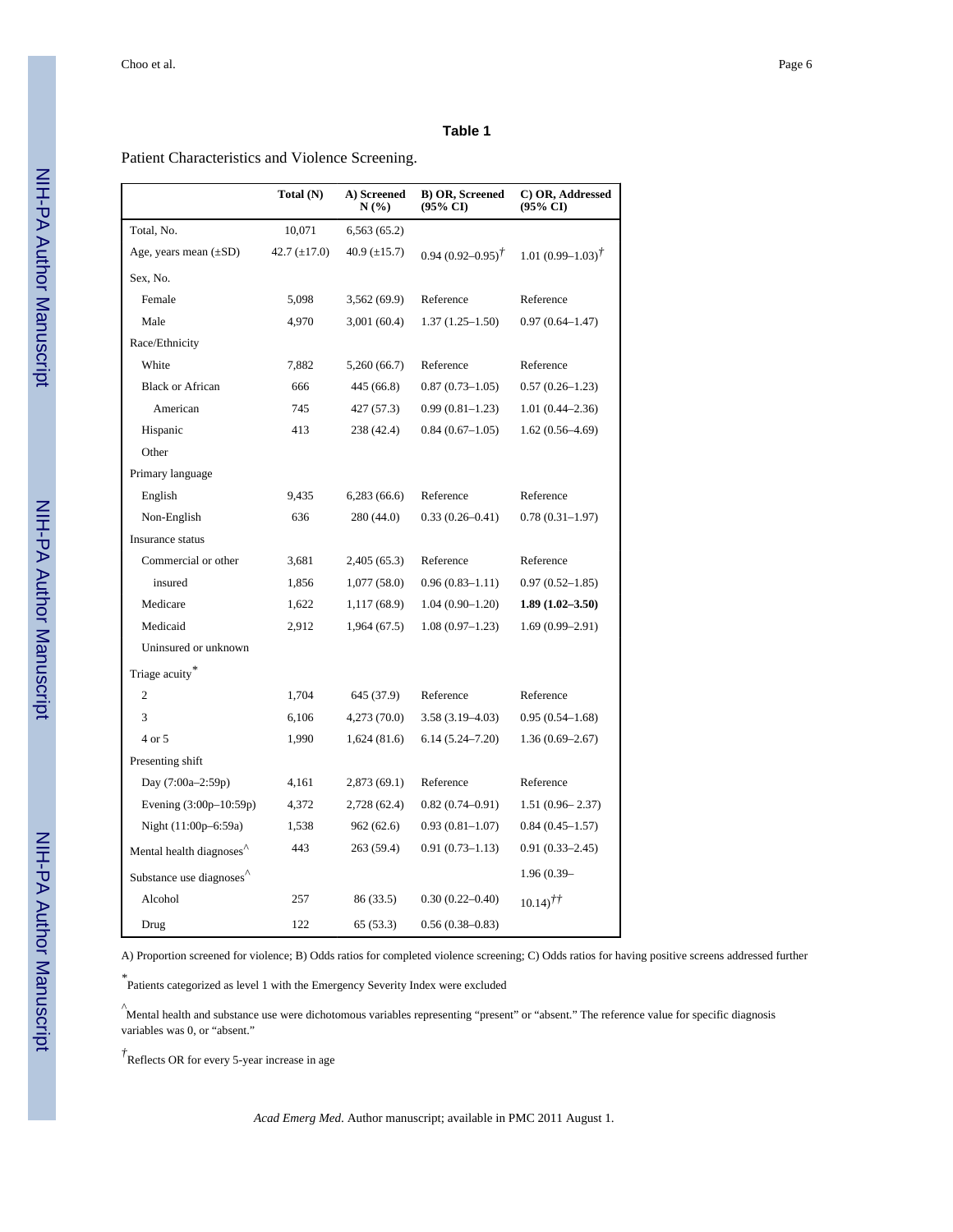**Table 1**

Patient Characteristics and Violence Screening.

| | Total (N) | A) Screened N (%) | B) OR, Screened (95% CI) | C) OR, Addressed (95% CI) |
|---|---|---|---|---|
| Total, No. | 10,071 | 6,563 (65.2) | | |
| Age, years mean (±SD) | 42.7 (±17.0) | 40.9 (±15.7) | 0.94 (0.92–0.95)† | 1.01 (0.99–1.03)† |
| Sex, No. | | | | |
| Female | 5,098 | 3,562 (69.9) | Reference | Reference |
| Male | 4,970 | 3,001 (60.4) | 1.37 (1.25–1.50) | 0.97 (0.64–1.47) |
| Race/Ethnicity | | | | |
| White | 7,882 | 5,260 (66.7) | Reference | Reference |
| Black or African | 666 | 445 (66.8) | 0.87 (0.73–1.05) | 0.57 (0.26–1.23) |
| American | 745 | 427 (57.3) | 0.99 (0.81–1.23) | 1.01 (0.44–2.36) |
| Hispanic | 413 | 238 (42.4) | 0.84 (0.67–1.05) | 1.62 (0.56–4.69) |
| Other | | | | |
| Primary language | | | | |
| English | 9,435 | 6,283 (66.6) | Reference | Reference |
| Non-English | 636 | 280 (44.0) | 0.33 (0.26–0.41) | 0.78 (0.31–1.97) |
| Insurance status | | | | |
| Commercial or other | 3,681 | 2,405 (65.3) | Reference | Reference |
| insured | 1,856 | 1,077 (58.0) | 0.96 (0.83–1.11) | 0.97 (0.52–1.85) |
| Medicare | 1,622 | 1,117 (68.9) | 1.04 (0.90–1.20) | **1.89 (1.02–3.50)** |
| Medicaid | 2,912 | 1,964 (67.5) | 1.08 (0.97–1.23) | 1.69 (0.99–2.91) |
| Uninsured or unknown | | | | |
| Triage acuity* | | | | |
| 2 | 1,704 | 645 (37.9) | Reference | Reference |
| 3 | 6,106 | 4,273 (70.0) | 3.58 (3.19–4.03) | 0.95 (0.54–1.68) |
| 4 or 5 | 1,990 | 1,624 (81.6) | 6.14 (5.24–7.20) | 1.36 (0.69–2.67) |
| Presenting shift | | | | |
| Day (7:00a–2:59p) | 4,161 | 2,873 (69.1) | Reference | Reference |
| Evening (3:00p–10:59p) | 4,372 | 2,728 (62.4) | 0.82 (0.74–0.91) | 1.51 (0.96– 2.37) |
| Night (11:00p–6:59a) | 1,538 | 962 (62.6) | 0.93 (0.81–1.07) | 0.84 (0.45–1.57) |
| Mental health diagnoses^ | 443 | 263 (59.4) | 0.91 (0.73–1.13) | 0.91 (0.33–2.45) |
| Substance use diagnoses^ | | | | 1.96 (0.39– |
| Alcohol | 257 | 86 (33.5) | 0.30 (0.22–0.40) | 10.14)†† |
| Drug | 122 | 65 (53.3) | 0.56 (0.38–0.83) | |

A) Proportion screened for violence; B) Odds ratios for completed violence screening; C) Odds ratios for having positive screens addressed further

*Patients categorized as level 1 with the Emergency Severity Index were excluded

^Mental health and substance use were dichotomous variables representing "present" or "absent." The reference value for specific diagnosis variables was 0, or "absent."

†Reflects OR for every 5-year increase in age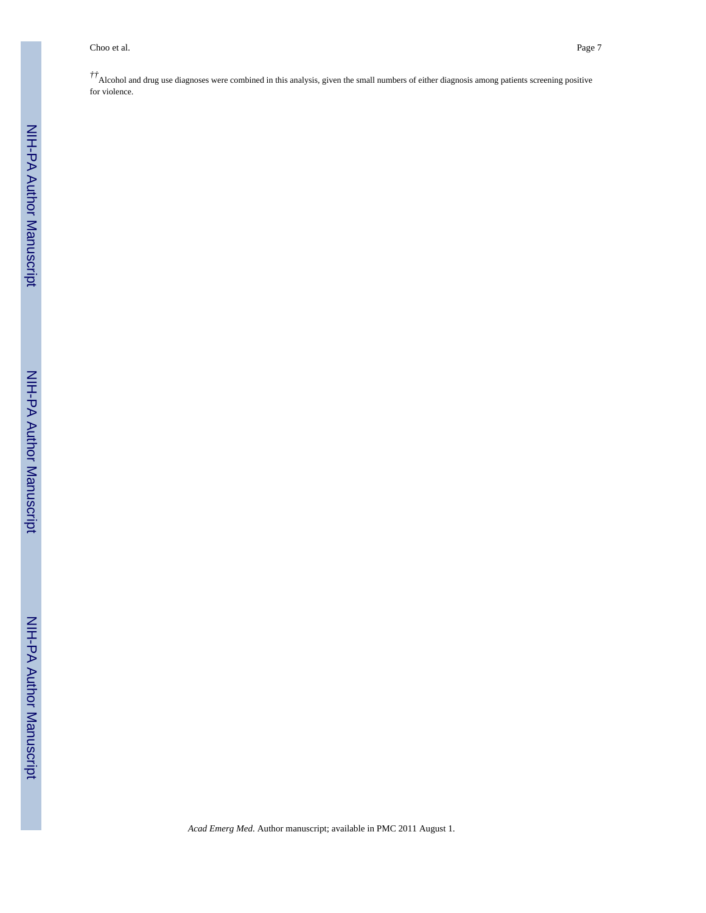††Alcohol and drug use diagnoses were combined in this analysis, given the small numbers of either diagnosis among patients screening positive for violence.